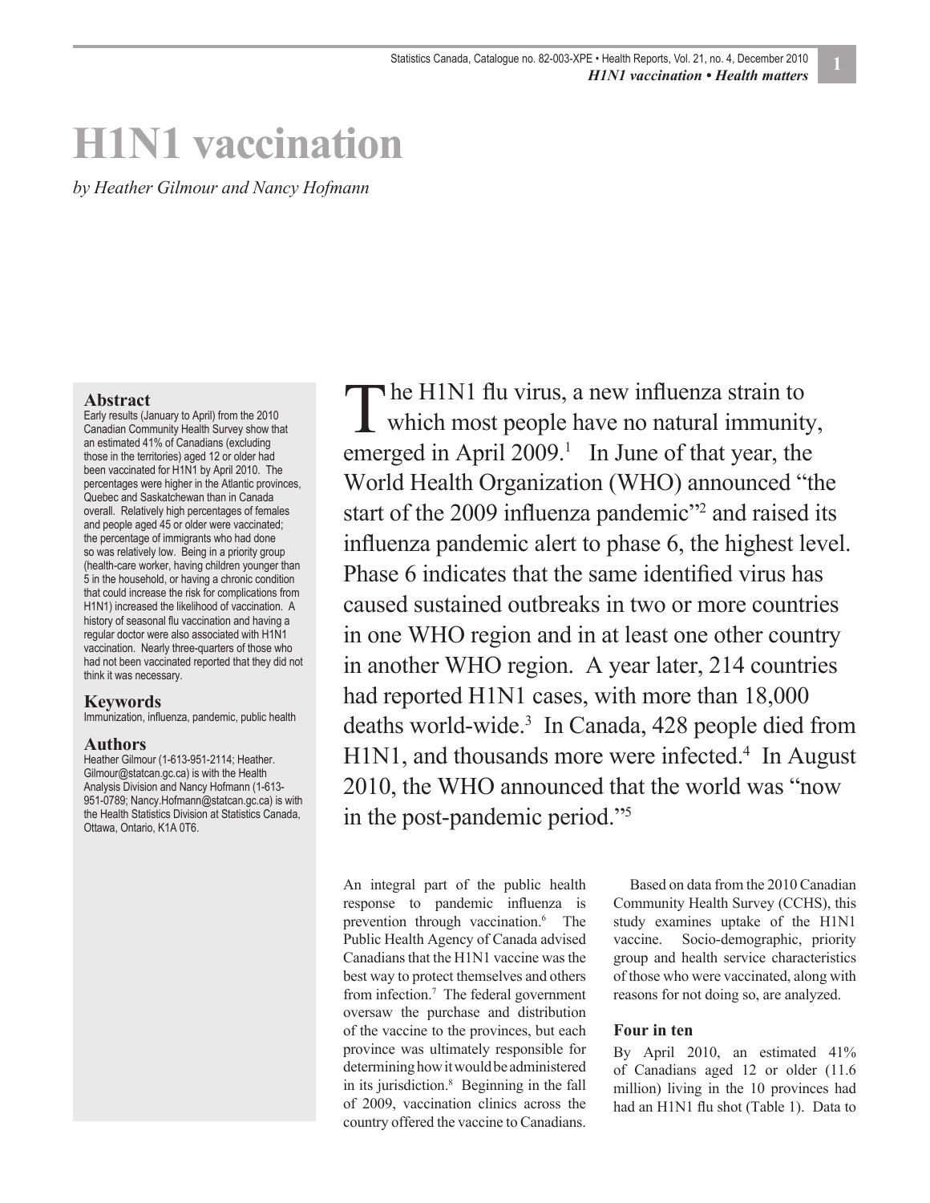# H1N1 vaccination

*by Heather Gilmour and Nancy Hofmann*

**Abstract**

Early results (January to April) from the 2010 Canadian Community Health Survey show that an estimated 41% of Canadians (excluding those in the territories) aged 12 or older had been vaccinated for H1N1 by April 2010. The percentages were higher in the Atlantic provinces, Quebec and Saskatchewan than in Canada overall. Relatively high percentages of females and people aged 45 or older were vaccinated; the percentage of immigrants who had done so was relatively low. Being in a priority group (health-care worker, having children younger than 5 in the household, or having a chronic condition that could increase the risk for complications from H1N1) increased the likelihood of vaccination. A history of seasonal flu vaccination and having a regular doctor were also associated with H1N1 vaccination. Nearly three-quarters of those who had not been vaccinated reported that they did not think it was necessary.

**Keywords**

Immunization, influenza, pandemic, public health

**Authors**

Heather Gilmour (1-613-951-2114; Heather.Gilmour@statcan.gc.ca) is with the Health Analysis Division and Nancy Hofmann (1-613-951-0789; Nancy.Hofmann@statcan.gc.ca) is with the Health Statistics Division at Statistics Canada, Ottawa, Ontario, K1A 0T6.

The H1N1 flu virus, a new influenza strain to which most people have no natural immunity, emerged in April 2009.[1] In June of that year, the World Health Organization (WHO) announced "the start of the 2009 influenza pandemic"[2] and raised its influenza pandemic alert to phase 6, the highest level. Phase 6 indicates that the same identified virus has caused sustained outbreaks in two or more countries in one WHO region and in at least one other country in another WHO region. A year later, 214 countries had reported H1N1 cases, with more than 18,000 deaths world-wide.[3] In Canada, 428 people died from H1N1, and thousands more were infected.[4] In August 2010, the WHO announced that the world was "now in the post-pandemic period."[5]

An integral part of the public health response to pandemic influenza is prevention through vaccination.[6] The Public Health Agency of Canada advised Canadians that the H1N1 vaccine was the best way to protect themselves and others from infection.[7] The federal government oversaw the purchase and distribution of the vaccine to the provinces, but each province was ultimately responsible for determining how it would be administered in its jurisdiction.[8] Beginning in the fall of 2009, vaccination clinics across the country offered the vaccine to Canadians.

Based on data from the 2010 Canadian Community Health Survey (CCHS), this study examines uptake of the H1N1 vaccine. Socio-demographic, priority group and health service characteristics of those who were vaccinated, along with reasons for not doing so, are analyzed.

### Four in ten

By April 2010, an estimated 41% of Canadians aged 12 or older (11.6 million) living in the 10 provinces had had an H1N1 flu shot (Table 1). Data to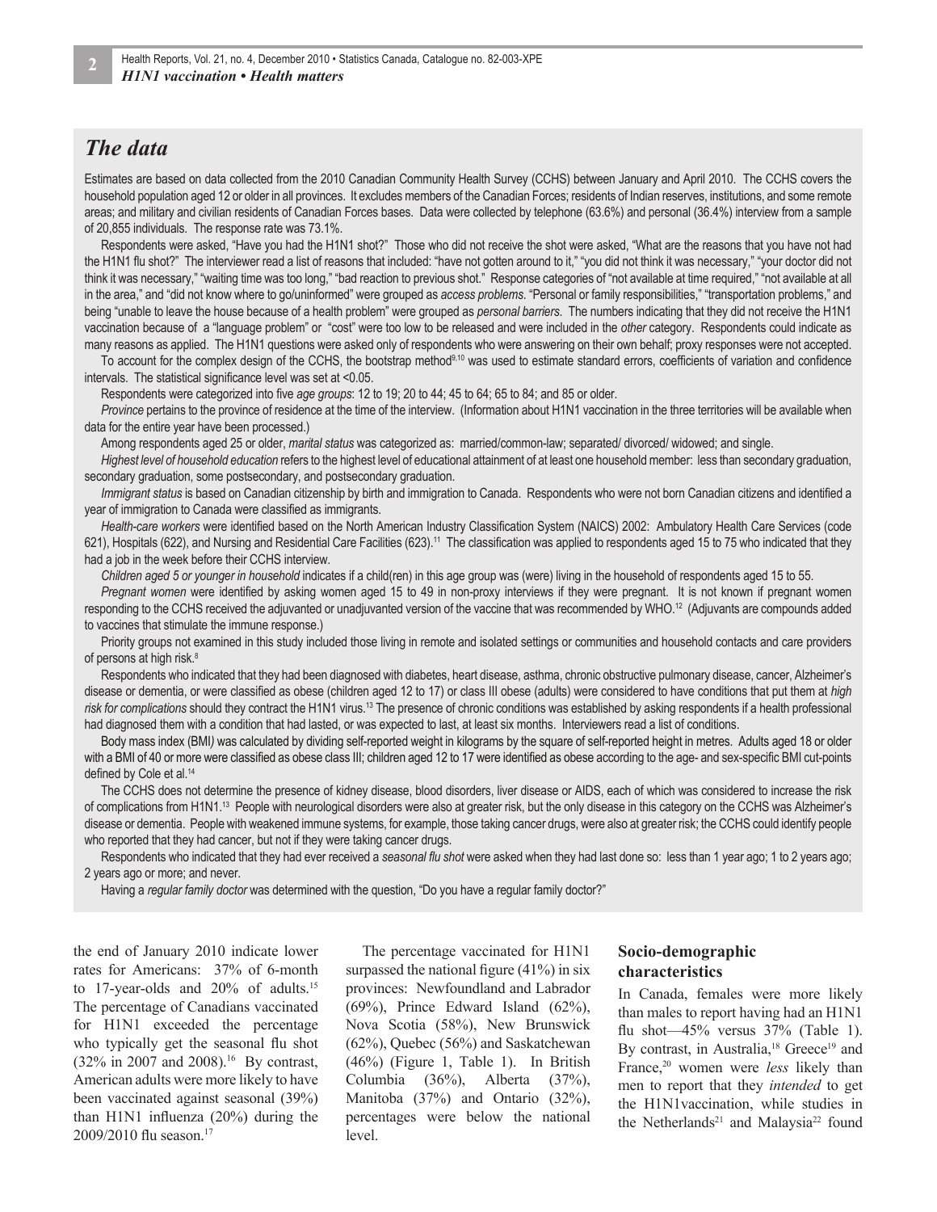## The data

Estimates are based on data collected from the 2010 Canadian Community Health Survey (CCHS) between January and April 2010. The CCHS covers the household population aged 12 or older in all provinces. It excludes members of the Canadian Forces; residents of Indian reserves, institutions, and some remote areas; and military and civilian residents of Canadian Forces bases. Data were collected by telephone (63.6%) and personal (36.4%) interview from a sample of 20,855 individuals. The response rate was 73.1%.

Respondents were asked, "Have you had the H1N1 shot?" Those who did not receive the shot were asked, "What are the reasons that you have not had the H1N1 flu shot?" The interviewer read a list of reasons that included: "have not gotten around to it," "you did not think it was necessary," "your doctor did not think it was necessary," "waiting time was too long," "bad reaction to previous shot." Response categories of "not available at time required," "not available at all in the area," and "did not know where to go/uninformed" were grouped as *access problems*. "Personal or family responsibilities," "transportation problems," and being "unable to leave the house because of a health problem" were grouped as *personal barriers*. The numbers indicating that they did not receive the H1N1 vaccination because of a "language problem" or "cost" were too low to be released and were included in the *other* category. Respondents could indicate as many reasons as applied. The H1N1 questions were asked only of respondents who were answering on their own behalf; proxy responses were not accepted.

To account for the complex design of the CCHS, the bootstrap method[9,10] was used to estimate standard errors, coefficients of variation and confidence intervals. The statistical significance level was set at <0.05.

Respondents were categorized into five *age groups*: 12 to 19; 20 to 44; 45 to 64; 65 to 84; and 85 or older.

*Province* pertains to the province of residence at the time of the interview. (Information about H1N1 vaccination in the three territories will be available when data for the entire year have been processed.)

Among respondents aged 25 or older, *marital status* was categorized as: married/common-law; separated/ divorced/ widowed; and single.

*Highest level of household education* refers to the highest level of educational attainment of at least one household member: less than secondary graduation, secondary graduation, some postsecondary, and postsecondary graduation.

*Immigrant status* is based on Canadian citizenship by birth and immigration to Canada. Respondents who were not born Canadian citizens and identified a year of immigration to Canada were classified as immigrants.

*Health-care workers* were identified based on the North American Industry Classification System (NAICS) 2002: Ambulatory Health Care Services (code 621), Hospitals (622), and Nursing and Residential Care Facilities (623).[11] The classification was applied to respondents aged 15 to 75 who indicated that they had a job in the week before their CCHS interview.

*Children aged 5 or younger in household* indicates if a child(ren) in this age group was (were) living in the household of respondents aged 15 to 55.

*Pregnant women* were identified by asking women aged 15 to 49 in non-proxy interviews if they were pregnant. It is not known if pregnant women responding to the CCHS received the adjuvanted or unadjuvanted version of the vaccine that was recommended by WHO.[12] (Adjuvants are compounds added to vaccines that stimulate the immune response.)

Priority groups not examined in this study included those living in remote and isolated settings or communities and household contacts and care providers of persons at high risk.[8]

Respondents who indicated that they had been diagnosed with diabetes, heart disease, asthma, chronic obstructive pulmonary disease, cancer, Alzheimer's disease or dementia, or were classified as obese (children aged 12 to 17) or class III obese (adults) were considered to have conditions that put them at *high risk for complications* should they contract the H1N1 virus.[13] The presence of chronic conditions was established by asking respondents if a health professional had diagnosed them with a condition that had lasted, or was expected to last, at least six months. Interviewers read a list of conditions.

Body mass index (BMI) was calculated by dividing self-reported weight in kilograms by the square of self-reported height in metres. Adults aged 18 or older with a BMI of 40 or more were classified as obese class III; children aged 12 to 17 were identified as obese according to the age- and sex-specific BMI cut-points defined by Cole et al.[14]

The CCHS does not determine the presence of kidney disease, blood disorders, liver disease or AIDS, each of which was considered to increase the risk of complications from H1N1.[13] People with neurological disorders were also at greater risk, but the only disease in this category on the CCHS was Alzheimer's disease or dementia. People with weakened immune systems, for example, those taking cancer drugs, were also at greater risk; the CCHS could identify people who reported that they had cancer, but not if they were taking cancer drugs.

Respondents who indicated that they had ever received a *seasonal flu shot* were asked when they had last done so: less than 1 year ago; 1 to 2 years ago; 2 years ago or more; and never.

Having a *regular family doctor* was determined with the question, "Do you have a regular family doctor?"

the end of January 2010 indicate lower rates for Americans: 37% of 6-month to 17-year-olds and 20% of adults.[15] The percentage of Canadians vaccinated for H1N1 exceeded the percentage who typically get the seasonal flu shot (32% in 2007 and 2008).[16] By contrast, American adults were more likely to have been vaccinated against seasonal (39%) than H1N1 influenza (20%) during the 2009/2010 flu season.[17]

The percentage vaccinated for H1N1 surpassed the national figure (41%) in six provinces: Newfoundland and Labrador (69%), Prince Edward Island (62%), Nova Scotia (58%), New Brunswick (62%), Quebec (56%) and Saskatchewan (46%) (Figure 1, Table 1). In British Columbia (36%), Alberta (37%), Manitoba (37%) and Ontario (32%), percentages were below the national level.

### Socio-demographic characteristics

In Canada, females were more likely than males to report having had an H1N1 flu shot—45% versus 37% (Table 1). By contrast, in Australia,[18] Greece[19] and France,[20] women were *less* likely than men to report that they *intended* to get the H1N1vaccination, while studies in the Netherlands[21] and Malaysia[22] found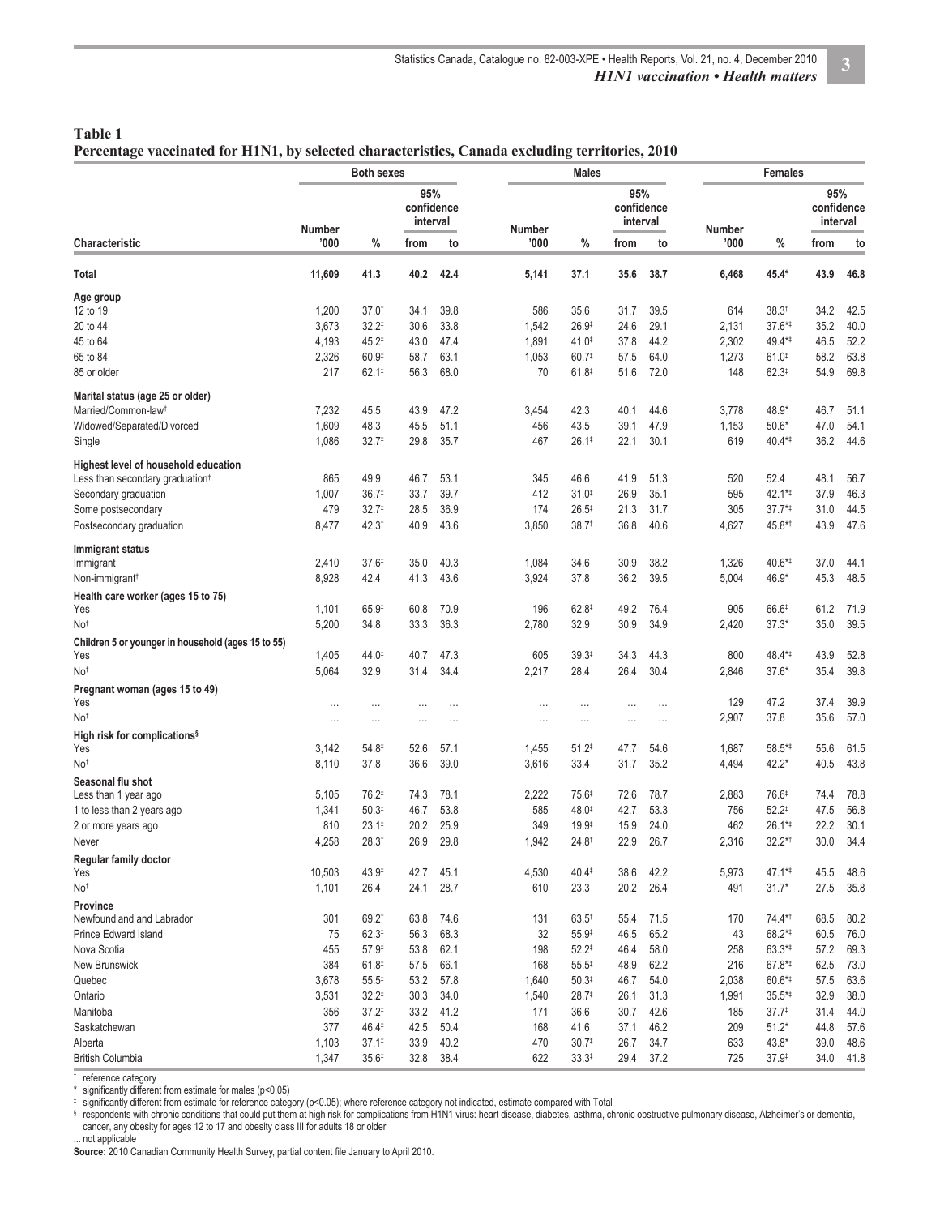**Table 1**
**Percentage vaccinated for H1N1, by selected characteristics, Canada excluding territories, 2010**

| Characteristic | Both sexes | | | | Males | | | | Females | | | |
|---|---|---|---|---|---|---|---|---|---|---|---|---|
| | Number | % | 95% confidence interval | | Number | % | 95% confidence interval | | Number | % | 95% confidence interval | |
| | '000 | % | from | to | '000 | % | from | to | '000 | % | from | to |
| **Total** | **11,609** | **41.3** | **40.2** | **42.4** | **5,141** | **37.1** | **35.6** | **38.7** | **6,468** | **45.4*** | **43.9** | **46.8** |
| **Age group** | | | | | | | | | | | | |
| 12 to 19 | 1,200 | 37.0‡ | 34.1 | 39.8 | 586 | 35.6 | 31.7 | 39.5 | 614 | 38.3‡ | 34.2 | 42.5 |
| 20 to 44 | 3,673 | 32.2‡ | 30.6 | 33.8 | 1,542 | 26.9‡ | 24.6 | 29.1 | 2,131 | 37.6*‡ | 35.2 | 40.0 |
| 45 to 64 | 4,193 | 45.2‡ | 43.0 | 47.4 | 1,891 | 41.0‡ | 37.8 | 44.2 | 2,302 | 49.4*‡ | 46.5 | 52.2 |
| 65 to 84 | 2,326 | 60.9‡ | 58.7 | 63.1 | 1,053 | 60.7‡ | 57.5 | 64.0 | 1,273 | 61.0‡ | 58.2 | 63.8 |
| 85 or older | 217 | 62.1‡ | 56.3 | 68.0 | 70 | 61.8‡ | 51.6 | 72.0 | 148 | 62.3‡ | 54.9 | 69.8 |
| **Marital status (age 25 or older)** | | | | | | | | | | | | |
| Married/Common-law† | 7,232 | 45.5 | 43.9 | 47.2 | 3,454 | 42.3 | 40.1 | 44.6 | 3,778 | 48.9* | 46.7 | 51.1 |
| Widowed/Separated/Divorced | 1,609 | 48.3 | 45.5 | 51.1 | 456 | 43.5 | 39.1 | 47.9 | 1,153 | 50.6* | 47.0 | 54.1 |
| Single | 1,086 | 32.7‡ | 29.8 | 35.7 | 467 | 26.1‡ | 22.1 | 30.1 | 619 | 40.4*‡ | 36.2 | 44.6 |
| **Highest level of household education** | | | | | | | | | | | | |
| Less than secondary graduation† | 865 | 49.9 | 46.7 | 53.1 | 345 | 46.6 | 41.9 | 51.3 | 520 | 52.4 | 48.1 | 56.7 |
| Secondary graduation | 1,007 | 36.7‡ | 33.7 | 39.7 | 412 | 31.0‡ | 26.9 | 35.1 | 595 | 42.1*‡ | 37.9 | 46.3 |
| Some postsecondary | 479 | 32.7‡ | 28.5 | 36.9 | 174 | 26.5‡ | 21.3 | 31.7 | 305 | 37.7*‡ | 31.0 | 44.5 |
| Postsecondary graduation | 8,477 | 42.3‡ | 40.9 | 43.6 | 3,850 | 38.7‡ | 36.8 | 40.6 | 4,627 | 45.8*‡ | 43.9 | 47.6 |
| **Immigrant status** | | | | | | | | | | | | |
| Immigrant | 2,410 | 37.6‡ | 35.0 | 40.3 | 1,084 | 34.6 | 30.9 | 38.2 | 1,326 | 40.6*‡ | 37.0 | 44.1 |
| Non-immigrant† | 8,928 | 42.4 | 41.3 | 43.6 | 3,924 | 37.8 | 36.2 | 39.5 | 5,004 | 46.9* | 45.3 | 48.5 |
| **Health care worker (ages 15 to 75)** | | | | | | | | | | | | |
| Yes | 1,101 | 65.9‡ | 60.8 | 70.9 | 196 | 62.8‡ | 49.2 | 76.4 | 905 | 66.6‡ | 61.2 | 71.9 |
| No† | 5,200 | 34.8 | 33.3 | 36.3 | 2,780 | 32.9 | 30.9 | 34.9 | 2,420 | 37.3* | 35.0 | 39.5 |
| **Children 5 or younger in household (ages 15 to 55)** | | | | | | | | | | | | |
| Yes | 1,405 | 44.0‡ | 40.7 | 47.3 | 605 | 39.3‡ | 34.3 | 44.3 | 800 | 48.4*‡ | 43.9 | 52.8 |
| No† | 5,064 | 32.9 | 31.4 | 34.4 | 2,217 | 28.4 | 26.4 | 30.4 | 2,846 | 37.6* | 35.4 | 39.8 |
| **Pregnant woman (ages 15 to 49)** | | | | | | | | | | | | |
| Yes | ... | ... | ... | ... | ... | ... | ... | ... | 129 | 47.2 | 37.4 | 39.9 |
| No† | ... | ... | ... | ... | ... | ... | ... | ... | 2,907 | 37.8 | 35.6 | 57.0 |
| **High risk for complications§** | | | | | | | | | | | | |
| Yes | 3,142 | 54.8‡ | 52.6 | 57.1 | 1,455 | 51.2‡ | 47.7 | 54.6 | 1,687 | 58.5*‡ | 55.6 | 61.5 |
| No† | 8,110 | 37.8 | 36.6 | 39.0 | 3,616 | 33.4 | 31.7 | 35.2 | 4,494 | 42.2* | 40.5 | 43.8 |
| **Seasonal flu shot** | | | | | | | | | | | | |
| Less than 1 year ago | 5,105 | 76.2‡ | 74.3 | 78.1 | 2,222 | 75.6‡ | 72.6 | 78.7 | 2,883 | 76.6‡ | 74.4 | 78.8 |
| 1 to less than 2 years ago | 1,341 | 50.3‡ | 46.7 | 53.8 | 585 | 48.0‡ | 42.7 | 53.3 | 756 | 52.2‡ | 47.5 | 56.8 |
| 2 or more years ago | 810 | 23.1‡ | 20.2 | 25.9 | 349 | 19.9‡ | 15.9 | 24.0 | 462 | 26.1*‡ | 22.2 | 30.1 |
| Never | 4,258 | 28.3‡ | 26.9 | 29.8 | 1,942 | 24.8‡ | 22.9 | 26.7 | 2,316 | 32.2*‡ | 30.0 | 34.4 |
| **Regular family doctor** | | | | | | | | | | | | |
| Yes | 10,503 | 43.9‡ | 42.7 | 45.1 | 4,530 | 40.4‡ | 38.6 | 42.2 | 5,973 | 47.1*‡ | 45.5 | 48.6 |
| No† | 1,101 | 26.4 | 24.1 | 28.7 | 610 | 23.3 | 20.2 | 26.4 | 491 | 31.7* | 27.5 | 35.8 |
| **Province** | | | | | | | | | | | | |
| Newfoundland and Labrador | 301 | 69.2‡ | 63.8 | 74.6 | 131 | 63.5‡ | 55.4 | 71.5 | 170 | 74.4*‡ | 68.5 | 80.2 |
| Prince Edward Island | 75 | 62.3‡ | 56.3 | 68.3 | 32 | 55.9‡ | 46.5 | 65.2 | 43 | 68.2*‡ | 60.5 | 76.0 |
| Nova Scotia | 455 | 57.9‡ | 53.8 | 62.1 | 198 | 52.2‡ | 46.4 | 58.0 | 258 | 63.3*‡ | 57.2 | 69.3 |
| New Brunswick | 384 | 61.8‡ | 57.5 | 66.1 | 168 | 55.5‡ | 48.9 | 62.2 | 216 | 67.8*‡ | 62.5 | 73.0 |
| Quebec | 3,678 | 55.5‡ | 53.2 | 57.8 | 1,640 | 50.3‡ | 46.7 | 54.0 | 2,038 | 60.6*‡ | 57.5 | 63.6 |
| Ontario | 3,531 | 32.2‡ | 30.3 | 34.0 | 1,540 | 28.7‡ | 26.1 | 31.3 | 1,991 | 35.5*‡ | 32.9 | 38.0 |
| Manitoba | 356 | 37.2‡ | 33.2 | 41.2 | 171 | 36.6 | 30.7 | 42.6 | 185 | 37.7‡ | 31.4 | 44.0 |
| Saskatchewan | 377 | 46.4‡ | 42.5 | 50.4 | 168 | 41.6 | 37.1 | 46.2 | 209 | 51.2* | 44.8 | 57.6 |
| Alberta | 1,103 | 37.1‡ | 33.9 | 40.2 | 470 | 30.7‡ | 26.7 | 34.7 | 633 | 43.8* | 39.0 | 48.6 |
| British Columbia | 1,347 | 35.6‡ | 32.8 | 38.4 | 622 | 33.3‡ | 29.4 | 37.2 | 725 | 37.9‡ | 34.0 | 41.8 |

† reference category
\* significantly different from estimate for males (p<0.05)
‡ significantly different from estimate for reference category (p<0.05); where reference category not indicated, estimate compared with Total
§ respondents with chronic conditions that could put them at high risk for complications from H1N1 virus: heart disease, diabetes, asthma, chronic obstructive pulmonary disease, Alzheimer's or dementia, cancer, any obesity for ages 12 to 17 and obesity class III for adults 18 or older
... not applicable
**Source:** 2010 Canadian Community Health Survey, partial content file January to April 2010.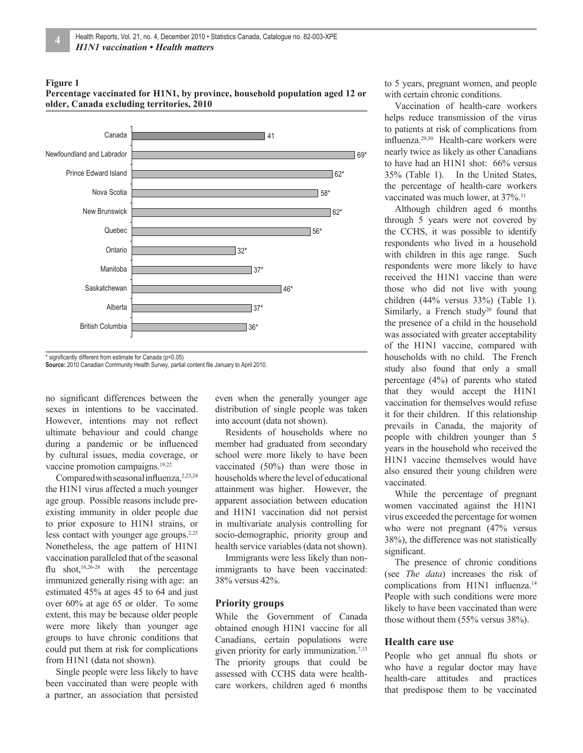**Figure 1**
**Percentage vaccinated for H1N1, by province, household population aged 12 or older, Canada excluding territories, 2010**

| Province | Percentage |
| --- | --- |
| Canada | 41 |
| Newfoundland and Labrador | 69* |
| Prince Edward Island | 62* |
| Nova Scotia | 58* |
| New Brunswick | 62* |
| Quebec | 56* |
| Ontario | 32* |
| Manitoba | 37* |
| Saskatchewan | 46* |
| Alberta | 37* |
| British Columbia | 36* |

\* significantly different from estimate for Canada ($p<0.05$)
**Source:** 2010 Canadian Community Health Survey, partial content file January to April 2010.

no significant differences between the sexes in intentions to be vaccinated. However, intentions may not reflect ultimate behaviour and could change during a pandemic or be influenced by cultural issues, media coverage, or vaccine promotion campaigns.[19,22]

Compared with seasonal influenza,[2,23,24] the H1N1 virus affected a much younger age group. Possible reasons include pre-existing immunity in older people due to prior exposure to H1N1 strains, or less contact with younger age groups.[2,25] Nonetheless, the age pattern of H1N1 vaccination paralleled that of the seasonal flu shot,[16,26-28] with the percentage immunized generally rising with age: an estimated 45% at ages 45 to 64 and just over 60% at age 65 or older. To some extent, this may be because older people were more likely than younger age groups to have chronic conditions that could put them at risk for complications from H1N1 (data not shown).

Single people were less likely to have been vaccinated than were people with a partner, an association that persisted even when the generally younger age distribution of single people was taken into account (data not shown).

Residents of households where no member had graduated from secondary school were more likely to have been vaccinated (50%) than were those in households where the level of educational attainment was higher. However, the apparent association between education and H1N1 vaccination did not persist in multivariate analysis controlling for socio-demographic, priority group and health service variables (data not shown).

Immigrants were less likely than non-immigrants to have been vaccinated: 38% versus 42%.

## Priority groups

While the Government of Canada obtained enough H1N1 vaccine for all Canadians, certain populations were given priority for early immunization.[7,13] The priority groups that could be assessed with CCHS data were health-care workers, children aged 6 months to 5 years, pregnant women, and people with certain chronic conditions.

Vaccination of health-care workers helps reduce transmission of the virus to patients at risk of complications from influenza.[29,30] Health-care workers were nearly twice as likely as other Canadians to have had an H1N1 shot: 66% versus 35% (Table 1). In the United States, the percentage of health-care workers vaccinated was much lower, at 37%.[31]

Although children aged 6 months through 5 years were not covered by the CCHS, it was possible to identify respondents who lived in a household with children in this age range. Such respondents were more likely to have received the H1N1 vaccine than were those who did not live with young children (44% versus 33%) (Table 1). Similarly, a French study[20] found that the presence of a child in the household was associated with greater acceptability of the H1N1 vaccine, compared with households with no child. The French study also found that only a small percentage (4%) of parents who stated that they would accept the H1N1 vaccination for themselves would refuse it for their children. If this relationship prevails in Canada, the majority of people with children younger than 5 years in the household who received the H1N1 vaccine themselves would have also ensured their young children were vaccinated.

While the percentage of pregnant women vaccinated against the H1N1 virus exceeded the percentage for women who were not pregnant (47% versus 38%), the difference was not statistically significant.

The presence of chronic conditions (see *The data*) increases the risk of complications from H1N1 influenza.[14] People with such conditions were more likely to have been vaccinated than were those without them (55% versus 38%).

## Health care use

People who get annual flu shots or who have a regular doctor may have health-care attitudes and practices that predispose them to be vaccinated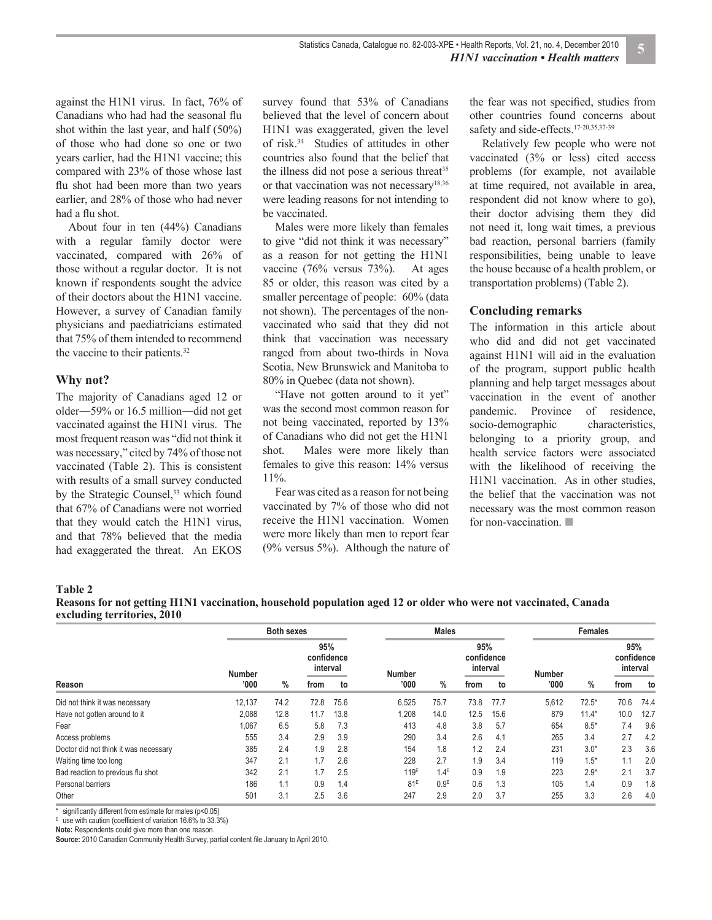against the H1N1 virus. In fact, 76% of Canadians who had had the seasonal flu shot within the last year, and half (50%) of those who had done so one or two years earlier, had the H1N1 vaccine; this compared with 23% of those whose last flu shot had been more than two years earlier, and 28% of those who had never had a flu shot.

About four in ten (44%) Canadians with a regular family doctor were vaccinated, compared with 26% of those without a regular doctor. It is not known if respondents sought the advice of their doctors about the H1N1 vaccine. However, a survey of Canadian family physicians and paediatricians estimated that 75% of them intended to recommend the vaccine to their patients.[32]

## Why not?

The majority of Canadians aged 12 or older―59% or 16.5 million―did not get vaccinated against the H1N1 virus. The most frequent reason was "did not think it was necessary," cited by 74% of those not vaccinated (Table 2). This is consistent with results of a small survey conducted by the Strategic Counsel,[33] which found that 67% of Canadians were not worried that they would catch the H1N1 virus, and that 78% believed that the media had exaggerated the threat. An EKOS survey found that 53% of Canadians believed that the level of concern about H1N1 was exaggerated, given the level of risk.[34] Studies of attitudes in other countries also found that the belief that the illness did not pose a serious threat[35] or that vaccination was not necessary[18,36] were leading reasons for not intending to be vaccinated.

Males were more likely than females to give "did not think it was necessary" as a reason for not getting the H1N1 vaccine (76% versus 73%). At ages 85 or older, this reason was cited by a smaller percentage of people: 60% (data not shown). The percentages of the non-vaccinated who said that they did not think that vaccination was necessary ranged from about two-thirds in Nova Scotia, New Brunswick and Manitoba to 80% in Quebec (data not shown).

"Have not gotten around to it yet" was the second most common reason for not being vaccinated, reported by 13% of Canadians who did not get the H1N1 shot. Males were more likely than females to give this reason: 14% versus 11%.

Fear was cited as a reason for not being vaccinated by 7% of those who did not receive the H1N1 vaccination. Women were more likely than men to report fear (9% versus 5%). Although the nature of the fear was not specified, studies from other countries found concerns about safety and side-effects.[17-20,35,37-39]

Relatively few people who were not vaccinated (3% or less) cited access problems (for example, not available at time required, not available in area, respondent did not know where to go), their doctor advising them they did not need it, long wait times, a previous bad reaction, personal barriers (family responsibilities, being unable to leave the house because of a health problem, or transportation problems) (Table 2).

## Concluding remarks

The information in this article about who did and did not get vaccinated against H1N1 will aid in the evaluation of the program, support public health planning and help target messages about vaccination in the event of another pandemic. Province of residence, socio-demographic characteristics, belonging to a priority group, and health service factors were associated with the likelihood of receiving the H1N1 vaccination. As in other studies, the belief that the vaccination was not necessary was the most common reason for non-vaccination. ■

**Table 2**
**Reasons for not getting H1N1 vaccination, household population aged 12 or older who were not vaccinated, Canada excluding territories, 2010**

| | Both sexes | | | | Males | | | | Females | | | |
|---|---|---|---|---|---|---|---|---|---|---|---|---|
| | | | 95% confidence interval | | | | 95% confidence interval | | | | 95% confidence interval | |
| Reason | Number '000 | % | from | to | Number '000 | % | from | to | Number '000 | % | from | to |
| Did not think it was necessary | 12,137 | 74.2 | 72.8 | 75.6 | 6,525 | 75.7 | 73.8 | 77.7 | 5,612 | 72.5* | 70.6 | 74.4 |
| Have not gotten around to it | 2,088 | 12.8 | 11.7 | 13.8 | 1,208 | 14.0 | 12.5 | 15.6 | 879 | 11.4* | 10.0 | 12.7 |
| Fear | 1,067 | 6.5 | 5.8 | 7.3 | 413 | 4.8 | 3.8 | 5.7 | 654 | 8.5* | 7.4 | 9.6 |
| Access problems | 555 | 3.4 | 2.9 | 3.9 | 290 | 3.4 | 2.6 | 4.1 | 265 | 3.4 | 2.7 | 4.2 |
| Doctor did not think it was necessary | 385 | 2.4 | 1.9 | 2.8 | 154 | 1.8 | 1.2 | 2.4 | 231 | 3.0* | 2.3 | 3.6 |
| Waiting time too long | 347 | 2.1 | 1.7 | 2.6 | 228 | 2.7 | 1.9 | 3.4 | 119 | 1.5* | 1.1 | 2.0 |
| Bad reaction to previous flu shot | 342 | 2.1 | 1.7 | 2.5 | 119E | 1.4E | 0.9 | 1.9 | 223 | 2.9* | 2.1 | 3.7 |
| Personal barriers | 186 | 1.1 | 0.9 | 1.4 | 81E | 0.9E | 0.6 | 1.3 | 105 | 1.4 | 0.9 | 1.8 |
| Other | 501 | 3.1 | 2.5 | 3.6 | 247 | 2.9 | 2.0 | 3.7 | 255 | 3.3 | 2.6 | 4.0 |

\* significantly different from estimate for males ($p<0.05$)
E use with caution (coefficient of variation 16.6% to 33.3%)
**Note:** Respondents could give more than one reason.
**Source:** 2010 Canadian Community Health Survey, partial content file January to April 2010.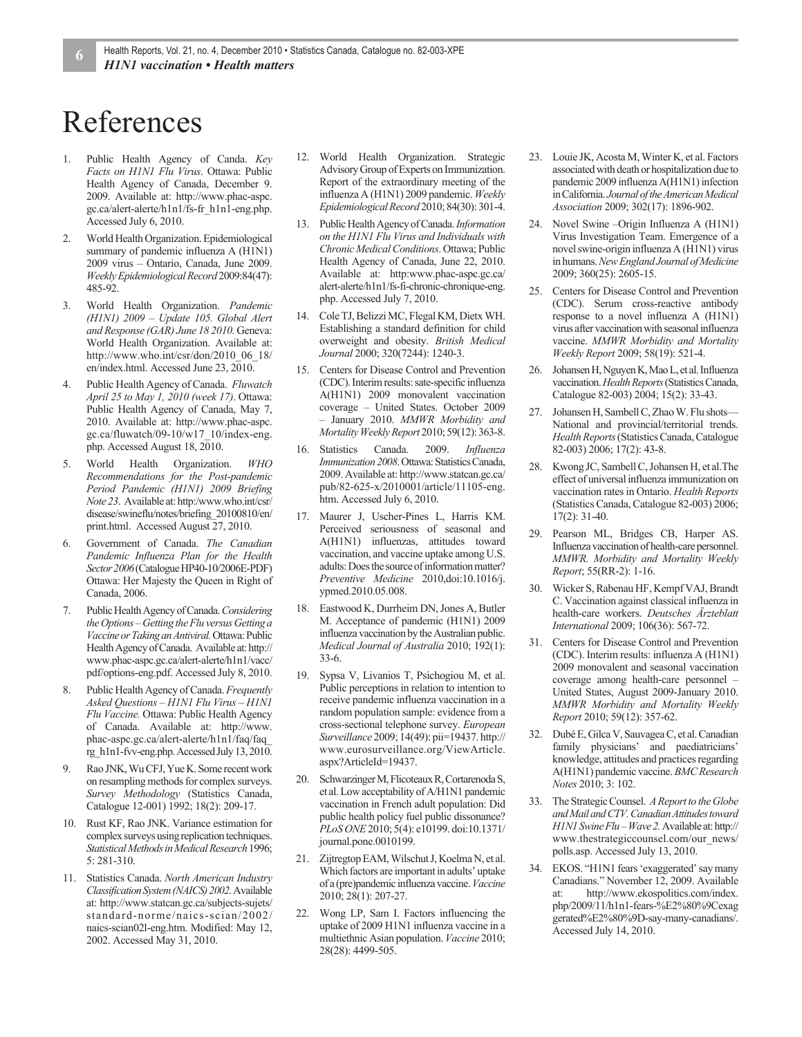# References

1. Public Health Agency of Canda. *Key Facts on H1N1 Flu Virus*. Ottawa: Public Health Agency of Canada, December 9. 2009. Available at: http://www.phac-aspc.gc.ca/alert-alerte/h1n1/fs-fr_h1n1-eng.php. Accessed July 6, 2010.
2. World Health Organization. Epidemiological summary of pandemic influenza A (H1N1) 2009 virus – Ontario, Canada, June 2009. *Weekly Epidemiological Record* 2009:84(47): 485-92.
3. World Health Organization. *Pandemic (H1N1) 2009 – Update 105. Global Alert and Response (GAR) June 18 2010.* Geneva: World Health Organization. Available at: http://www.who.int/csr/don/2010_06_18/en/index.html. Accessed June 23, 2010.
4. Public Health Agency of Canada. *Fluwatch April 25 to May 1, 2010 (week 17)*. Ottawa: Public Health Agency of Canada, May 7, 2010. Available at: http://www.phac-aspc.gc.ca/fluwatch/09-10/w17_10/index-eng.php. Accessed August 18, 2010.
5. World Health Organization. *WHO Recommendations for the Post-pandemic Period Pandemic (H1N1) 2009 Briefing Note 23*. Available at: http:/www.who.int/csr/disease/swineflu/notes/briefing_20100810/en/print.html. Accessed August 27, 2010.
6. Government of Canada. *The Canadian Pandemic Influenza Plan for the Health Sector 2006* (Catalogue HP40-10/2006E-PDF) Ottawa: Her Majesty the Queen in Right of Canada, 2006.
7. Public Health Agency of Canada. *Considering the Options – Getting the Flu versus Getting a Vaccine or Taking an Antiviral.* Ottawa: Public Health Agency of Canada. Available at: http://www.phac-aspc.gc.ca/alert-alerte/h1n1/vacc/pdf/options-eng.pdf. Accessed July 8, 2010.
8. Public Health Agency of Canada. *Frequently Asked Questions – H1N1 Flu Virus – H1N1 Flu Vaccine.* Ottawa: Public Health Agency of Canada. Available at: http://www.phac-aspc.gc.ca/alert-alerte/h1n1/faq/faq_rg_h1n1-fvv-eng.php. Accessed July 13, 2010.
9. Rao JNK, Wu CFJ, Yue K. Some recent work on resampling methods for complex surveys. *Survey Methodology* (Statistics Canada, Catalogue 12-001) 1992; 18(2): 209-17.
10. Rust KF, Rao JNK. Variance estimation for complex surveys using replication techniques. *Statistical Methods in Medical Research* 1996; 5: 281-310.
11. Statistics Canada. *North American Industry Classification System (NAICS) 2002*. Available at: http://www.statcan.gc.ca/subjects-sujets/standard-norme/naics-scian/2002/naics-scian02l-eng.htm. Modified: May 12, 2002. Accessed May 31, 2010.
12. World Health Organization. Strategic Advisory Group of Experts on Immunization. Report of the extraordinary meeting of the influenza A (H1N1) 2009 pandemic. *Weekly Epidemiological Record* 2010; 84(30): 301-4.
13. Public Health Agency of Canada. *Information on the H1N1 Flu Virus and Individuals with Chronic Medical Conditions*. Ottawa; Public Health Agency of Canada, June 22, 2010. Available at: http:www.phac-aspc.gc.ca/alert-alerte/h1n1/fs-fi-chronic-chronique-eng.php. Accessed July 7, 2010.
14. Cole TJ, Belizzi MC, Flegal KM, Dietx WH. Establishing a standard definition for child overweight and obesity. *British Medical Journal* 2000; 320(7244): 1240-3.
15. Centers for Disease Control and Prevention (CDC). Interim results: sate-specific influenza A(H1N1) 2009 monovalent vaccination coverage – United States. October 2009 – January 2010. *MMWR Morbidity and Mortality Weekly Report* 2010; 59(12): 363-8.
16. Statistics Canada. 2009. *Influenza Immunization 2008*. Ottawa: Statistics Canada, 2009. Available at: http://www.statcan.gc.ca/pub/82-625-x/2010001/article/11105-eng.htm. Accessed July 6, 2010.
17. Maurer J, Uscher-Pines L, Harris KM. Perceived seriousness of seasonal and A(H1N1) influenzas, attitudes toward vaccination, and vaccine uptake among U.S. adults: Does the source of information matter? *Preventive Medicine* 2010,doi:10.1016/j.ypmed.2010.05.008.
18. Eastwood K, Durrheim DN, Jones A, Butler M. Acceptance of pandemic (H1N1) 2009 influenza vaccination by the Australian public. *Medical Journal of Australia* 2010; 192(1): 33-6.
19. Sypsa V, Livanios T, Psichogiou M, et al. Public perceptions in relation to intention to receive pandemic influenza vaccination in a random population sample: evidence from a cross-sectional telephone survey. *European Surveillance* 2009; 14(49): pii=19437. http://www.eurosurveillance.org/ViewArticle.aspx?ArticleId=19437.
20. Schwarzinger M, Flicoteaux R, Cortarenoda S, et al. Low acceptability of A/H1N1 pandemic vaccination in French adult population: Did public health policy fuel public dissonance? *PLoS ONE* 2010; 5(4): e10199. doi:10.1371/journal.pone.0010199.
21. Zijtregtop EAM, Wilschut J, Koelma N, et al. Which factors are important in adults' uptake of a (pre)pandemic influenza vaccine. *Vaccine* 2010; 28(1): 207-27.
22. Wong LP, Sam I. Factors influencing the uptake of 2009 H1N1 influenza vaccine in a multiethnic Asian population. *Vaccine* 2010; 28(28): 4499-505.
23. Louie JK, Acosta M, Winter K, et al. Factors associated with death or hospitalization due to pandemic 2009 influenza A(H1N1) infection in California. *Journal of the American Medical Association* 2009; 302(17): 1896-902.
24. Novel Swine –Origin Influenza A (H1N1) Virus Investigation Team. Emergence of a novel swine-origin influenza A (H1N1) virus in humans. *New England Journal of Medicine* 2009; 360(25): 2605-15.
25. Centers for Disease Control and Prevention (CDC). Serum cross-reactive antibody response to a novel influenza A (H1N1) virus after vaccination with seasonal influenza vaccine. *MMWR Morbidity and Mortality Weekly Report* 2009; 58(19): 521-4.
26. Johansen H, Nguyen K, Mao L, et al. Influenza vaccination. *Health Reports* (Statistics Canada, Catalogue 82-003) 2004; 15(2): 33-43.
27. Johansen H, Sambell C, Zhao W. Flu shots—National and provincial/territorial trends. *Health Reports* (Statistics Canada, Catalogue 82-003) 2006; 17(2): 43-8.
28. Kwong JC, Sambell C, Johansen H, et al.The effect of universal influenza immunization on vaccination rates in Ontario. *Health Reports* (Statistics Canada, Catalogue 82-003) 2006; 17(2): 31-40.
29. Pearson ML, Bridges CB, Harper AS. Influenza vaccination of health-care personnel. *MMWR. Morbidity and Mortality Weekly Report*; 55(RR-2): 1-16.
30. Wicker S, Rabenau HF, Kempf VAJ, Brandt C. Vaccination against classical influenza in health-care workers. *Deutsches Ärzteblatt International* 2009; 106(36): 567-72.
31. Centers for Disease Control and Prevention (CDC). Interim results: influenza A (H1N1) 2009 monovalent and seasonal vaccination coverage among health-care personnel – United States, August 2009-January 2010. *MMWR Morbidity and Mortality Weekly Report* 2010; 59(12): 357-62.
32. Dubé E, Gilca V, Sauvagea C, et al. Canadian family physicians' and paediatricians' knowledge, attitudes and practices regarding A(H1N1) pandemic vaccine. *BMC Research Notes* 2010; 3: 102.
33. The Strategic Counsel. *A Report to the Globe and Mail and CTV. Canadian Attitudes toward H1N1 Swine Flu – Wave 2.* Available at: http://www.thestrategiccounsel.com/our_news/polls.asp. Accessed July 13, 2010.
34. EKOS. "H1N1 fears 'exaggerated' say many Canadians." November 12, 2009. Available at: http://www.ekospolitics.com/index.php/2009/11/h1n1-fears-%E2%80%9Cexaggerated%E2%80%9D-say-many-canadians/. Accessed July 14, 2010.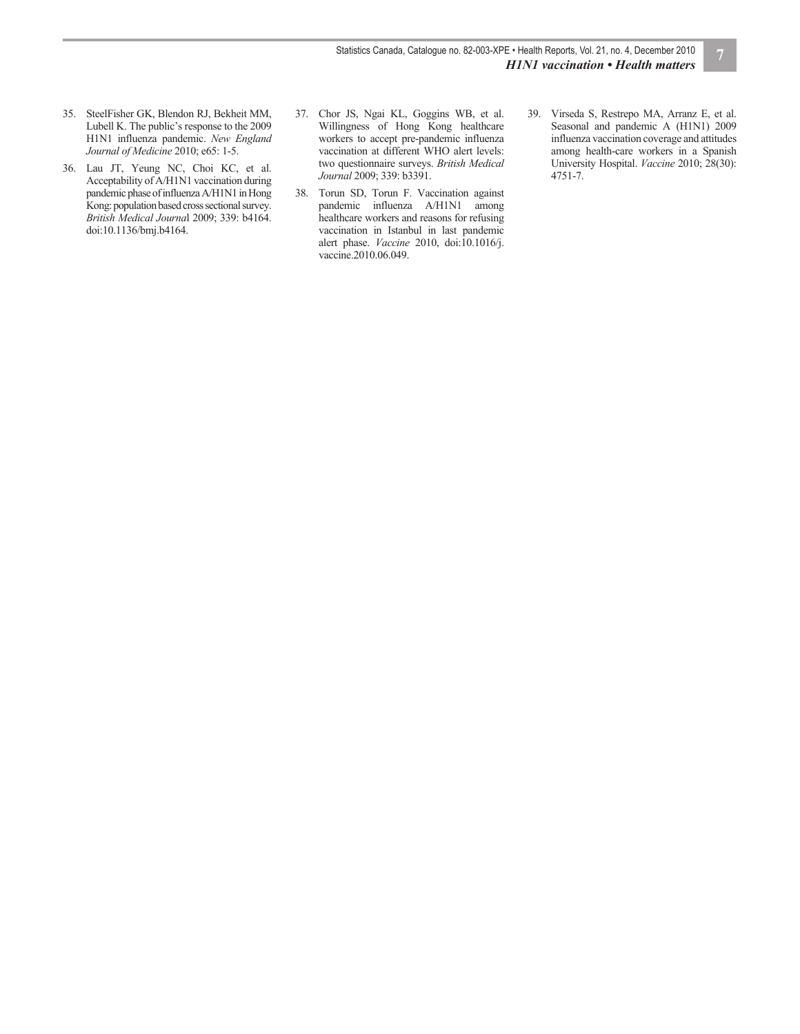35. SteelFisher GK, Blendon RJ, Bekheit MM, Lubell K. The public's response to the 2009 H1N1 influenza pandemic. *New England Journal of Medicine* 2010; e65: 1-5.
36. Lau JT, Yeung NC, Choi KC, et al. Acceptability of A/H1N1 vaccination during pandemic phase of influenza A/H1N1 in Hong Kong: population based cross sectional survey. *British Medical Journa*l 2009; 339: b4164. doi:10.1136/bmj.b4164.
37. Chor JS, Ngai KL, Goggins WB, et al. Willingness of Hong Kong healthcare workers to accept pre-pandemic influenza vaccination at different WHO alert levels: two questionnaire surveys. *British Medical Journal* 2009; 339: b3391.
38. Torun SD, Torun F. Vaccination against pandemic influenza A/H1N1 among healthcare workers and reasons for refusing vaccination in Istanbul in last pandemic alert phase. *Vaccine* 2010, doi:10.1016/j.vaccine.2010.06.049.
39. Virseda S, Restrepo MA, Arranz E, et al. Seasonal and pandemic A (H1N1) 2009 influenza vaccination coverage and attitudes among health-care workers in a Spanish University Hospital. *Vaccine* 2010; 28(30): 4751-7.